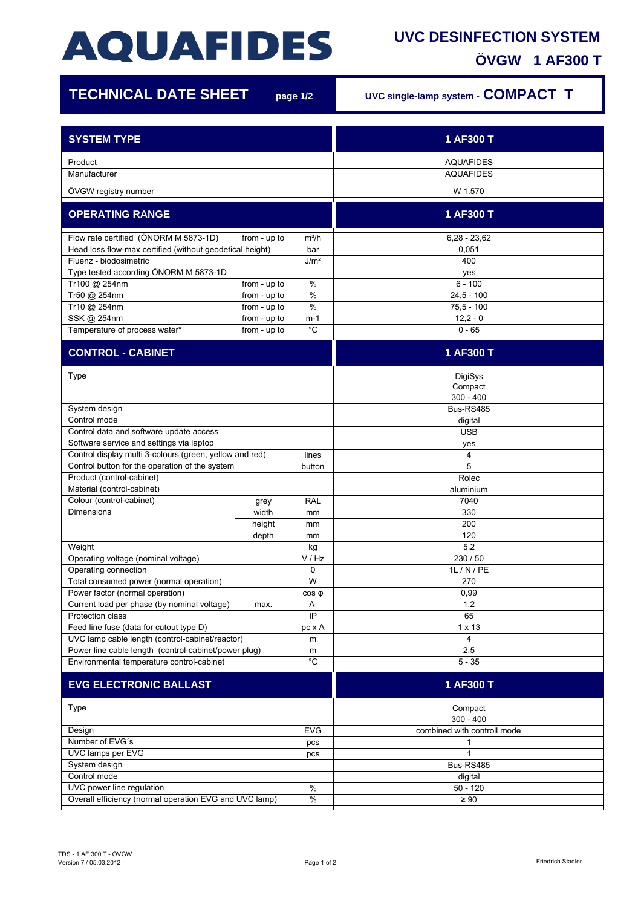# AQUAFIDES

## UVC DESINFECTION SYSTEM

## ÖVGW 1 AF300 T

## TECHNICAL DATE SHEET page 1/2

**UVC single-lamp system - COMPACT T**

| SYSTEM TYPE | | | 1 AF300 T |
|---|---|---|---|
| Product | | | AQUAFIDES |
| Manufacturer | | | AQUAFIDES |
| ÖVGW registry number | | | W 1.570 |

| OPERATING RANGE | | | 1 AF300 T |
|---|---|---|---|
| Flow rate certified (ÖNORM M 5873-1D) | from - up to | m³/h | 6,28 - 23,62 |
| Head loss flow-max certified (without geodetical height) | | bar | 0,051 |
| Fluenz - biodosimetric | | J/m² | 400 |
| Type tested according ÖNORM M 5873-1D | | | yes |
| Tr100 @ 254nm | from - up to | % | 6 - 100 |
| Tr50 @ 254nm | from - up to | % | 24,5 - 100 |
| Tr10 @ 254nm | from - up to | % | 75,5 - 100 |
| SSK @ 254nm | from - up to | m-1 | 12,2 - 0 |
| Temperature of process water* | from - up to | °C | 0 - 65 |

| CONTROL - CABINET | | | 1 AF300 T |
|---|---|---|---|
| Type | | | DigiSys Compact 300 - 400 |
| System design | | | Bus-RS485 |
| Control mode | | | digital |
| Control data and software update access | | | USB |
| Software service and settings via laptop | | | yes |
| Control display multi 3-colours (green, yellow and red) | | lines | 4 |
| Control button for the operation of the system | | button | 5 |
| Product (control-cabinet) | | | Rolec |
| Material (control-cabinet) | | | aluminium |
| Colour (control-cabinet) | grey | RAL | 7040 |
| Dimensions | width | mm | 330 |
| | height | mm | 200 |
| | depth | mm | 120 |
| Weight | | kg | 5,2 |
| Operating voltage (nominal voltage) | | V / Hz | 230 / 50 |
| Operating connection | | 0 | 1L / N / PE |
| Total consumed power (normal operation) | | W | 270 |
| Power factor (normal operation) | | cos φ | 0,99 |
| Current load per phase (by nominal voltage) | max. | A | 1,2 |
| Protection class | | IP | 65 |
| Feed line fuse (data for cutout type D) | | pc x A | 1 x 13 |
| UVC lamp cable length (control-cabinet/reactor) | | m | 4 |
| Power line cable length (control-cabinet/power plug) | | m | 2,5 |
| Environmental temperature control-cabinet | | °C | 5 - 35 |

| EVG ELECTRONIC BALLAST | | | 1 AF300 T |
|---|---|---|---|
| Type | | | Compact 300 - 400 |
| Design | | EVG | combined with controll mode |
| Number of EVG´s | | pcs | 1 |
| UVC lamps per EVG | | pcs | 1 |
| System design | | | Bus-RS485 |
| Control mode | | | digital |
| UVC power line regulation | | % | 50 - 120 |
| Overall efficiency (normal operation EVG and UVC lamp) | | % | ≥ 90 |

TDS - 1 AF 300 T - ÖVGW
Version 7 / 05.03.2012

Friedrich Stadler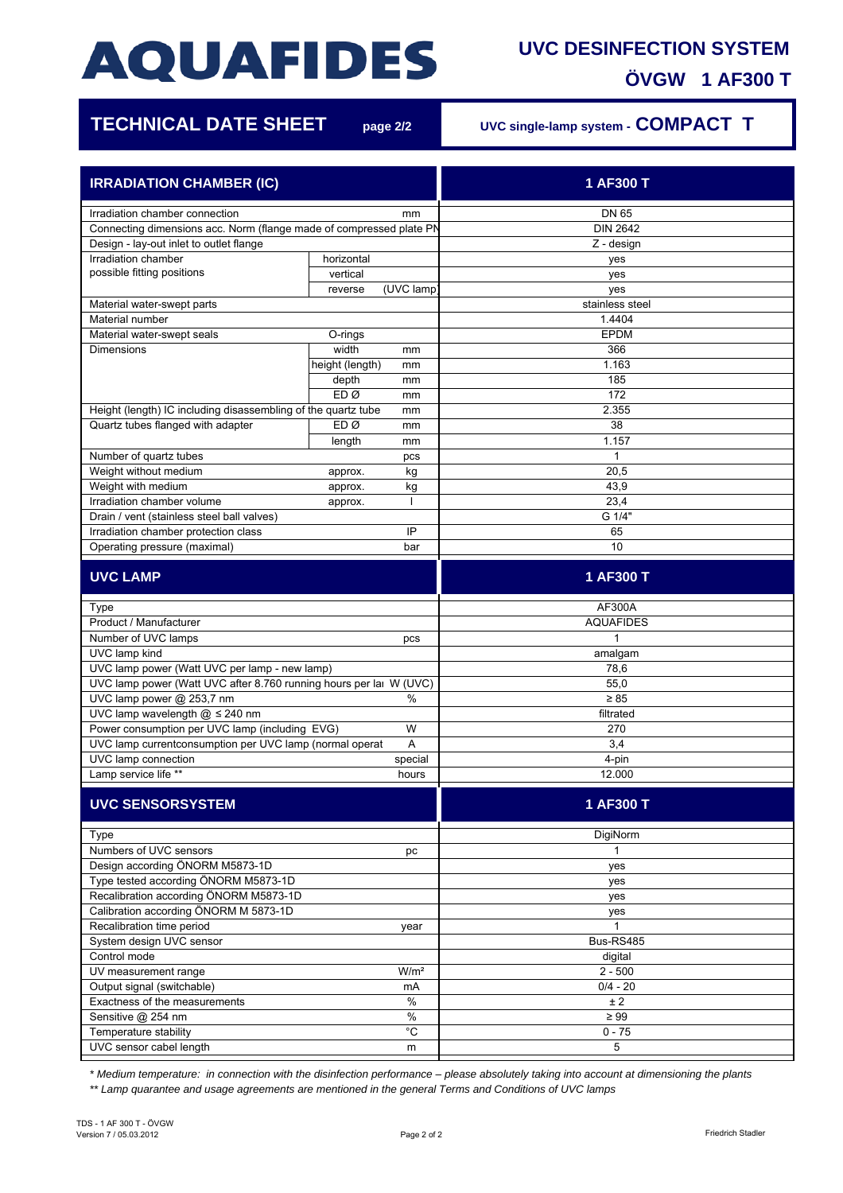# AQUAFIDES

**UVC DESINFECTION SYSTEM**

**ÖVGW 1 AF300 T**

## TECHNICAL DATE SHEET page 2/2

**UVC single-lamp system - COMPACT T**

| IRRADIATION CHAMBER (IC) | | | 1 AF300 T |
|---|---|---|---|
| Irradiation chamber connection | | mm | DN 65 |
| Connecting dimensions acc. Norm (flange made of compressed plate PN | | | DIN 2642 |
| Design - lay-out inlet to outlet flange | | | Z - design |
| Irradiation chamber possible fitting positions | horizontal | | yes |
| | vertical | | yes |
| | reverse | (UVC lamp) | yes |
| Material water-swept parts | | | stainless steel |
| Material number | | | 1.4404 |
| Material water-swept seals | O-rings | | EPDM |
| Dimensions | width | mm | 366 |
| | height (length) | mm | 1.163 |
| | depth | mm | 185 |
| | ED Ø | mm | 172 |
| Height (length) IC including disassembling of the quartz tube | | mm | 2.355 |
| Quartz tubes flanged with adapter | ED Ø | mm | 38 |
| | length | mm | 1.157 |
| Number of quartz tubes | | pcs | 1 |
| Weight without medium | approx. | kg | 20,5 |
| Weight with medium | approx. | kg | 43,9 |
| Irradiation chamber volume | approx. | l | 23,4 |
| Drain / vent (stainless steel ball valves) | | | G 1/4" |
| Irradiation chamber protection class | | IP | 65 |
| Operating pressure (maximal) | | bar | 10 |

| UVC LAMP | | 1 AF300 T |
|---|---|---|
| Type | | AF300A |
| Product / Manufacturer | | AQUAFIDES |
| Number of UVC lamps | pcs | 1 |
| UVC lamp kind | | amalgam |
| UVC lamp power (Watt UVC per lamp - new lamp) | | 78,6 |
| UVC lamp power (Watt UVC after 8.760 running hours per lai | W (UVC) | 55,0 |
| UVC lamp power @ 253,7 nm | % | ≥ 85 |
| UVC lamp wavelength @ ≤ 240 nm | | filtrated |
| Power consumption per UVC lamp (including EVG) | W | 270 |
| UVC lamp currentconsumption per UVC lamp (normal operat | A | 3,4 |
| UVC lamp connection | special | 4-pin |
| Lamp service life ** | hours | 12.000 |

| UVC SENSORSYSTEM | | 1 AF300 T |
|---|---|---|
| Type | | DigiNorm |
| Numbers of UVC sensors | pc | 1 |
| Design according ÖNORM M5873-1D | | yes |
| Type tested according ÖNORM M5873-1D | | yes |
| Recalibration according ÖNORM M5873-1D | | yes |
| Calibration according ÖNORM M 5873-1D | | yes |
| Recalibration time period | year | 1 |
| System design UVC sensor | | Bus-RS485 |
| Control mode | | digital |
| UV measurement range | W/m² | 2 - 500 |
| Output signal (switchable) | mA | 0/4 - 20 |
| Exactness of the measurements | % | ± 2 |
| Sensitive @ 254 nm | % | ≥ 99 |
| Temperature stability | °C | 0 - 75 |
| UVC sensor cabel length | m | 5 |

*\* Medium temperature: in connection with the disinfection performance – please absolutely taking into account at dimensioning the plants*

*\*\* Lamp quarantee and usage agreements are mentioned in the general Terms and Conditions of UVC lamps*

TDS - 1 AF 300 T - ÖVGW
Version 7 / 05.03.2012

Friedrich Stadler